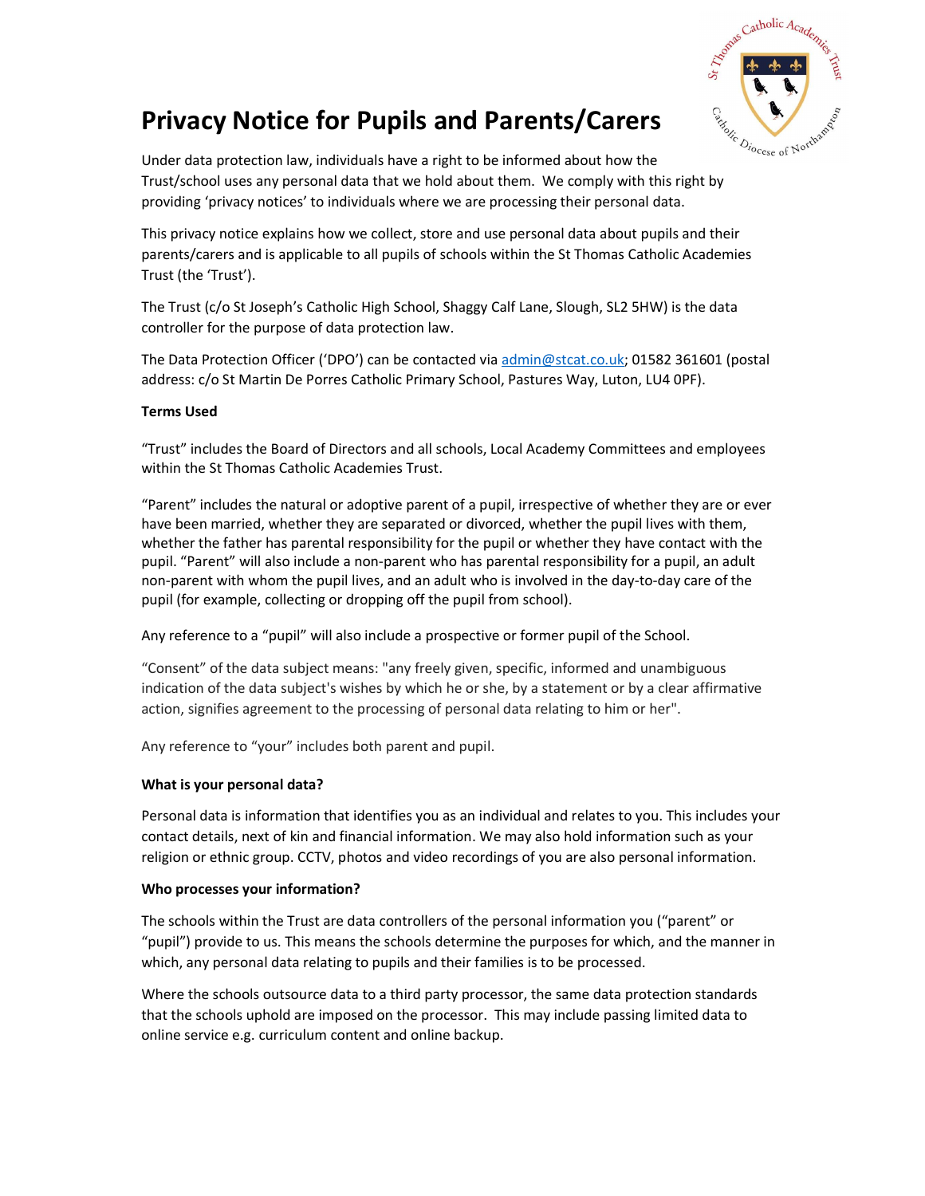# Privacy Notice for Pupils and Parents/Carers

Under data protection law, individuals have a right to be informed about how the Trust/school uses any personal data that we hold about them. We comply with this right by providing 'privacy notices' to individuals where we are processing their personal data.

This privacy notice explains how we collect, store and use personal data about pupils and their parents/carers and is applicable to all pupils of schools within the St Thomas Catholic Academies Trust (the 'Trust').

The Trust (c/o St Joseph's Catholic High School, Shaggy Calf Lane, Slough, SL2 5HW) is the data controller for the purpose of data protection law.

The Data Protection Officer ('DPO') can be contacted via admin@stcat.co.uk; 01582 361601 (postal address: c/o St Martin De Porres Catholic Primary School, Pastures Way, Luton, LU4 0PF).

**Terms Used**

"Trust" includes the Board of Directors and all schools, Local Academy Committees and employees within the St Thomas Catholic Academies Trust.

"Parent" includes the natural or adoptive parent of a pupil, irrespective of whether they are or ever have been married, whether they are separated or divorced, whether the pupil lives with them, whether the father has parental responsibility for the pupil or whether they have contact with the pupil. "Parent" will also include a non-parent who has parental responsibility for a pupil, an adult non-parent with whom the pupil lives, and an adult who is involved in the day-to-day care of the pupil (for example, collecting or dropping off the pupil from school).

Any reference to a "pupil" will also include a prospective or former pupil of the School.

"Consent" of the data subject means: "any freely given, specific, informed and unambiguous indication of the data subject's wishes by which he or she, by a statement or by a clear affirmative action, signifies agreement to the processing of personal data relating to him or her".

Any reference to "your" includes both parent and pupil.

**What is your personal data?**

Personal data is information that identifies you as an individual and relates to you. This includes your contact details, next of kin and financial information. We may also hold information such as your religion or ethnic group. CCTV, photos and video recordings of you are also personal information.

**Who processes your information?**

The schools within the Trust are data controllers of the personal information you ("parent" or "pupil") provide to us. This means the schools determine the purposes for which, and the manner in which, any personal data relating to pupils and their families is to be processed.

Where the schools outsource data to a third party processor, the same data protection standards that the schools uphold are imposed on the processor. This may include passing limited data to online service e.g. curriculum content and online backup.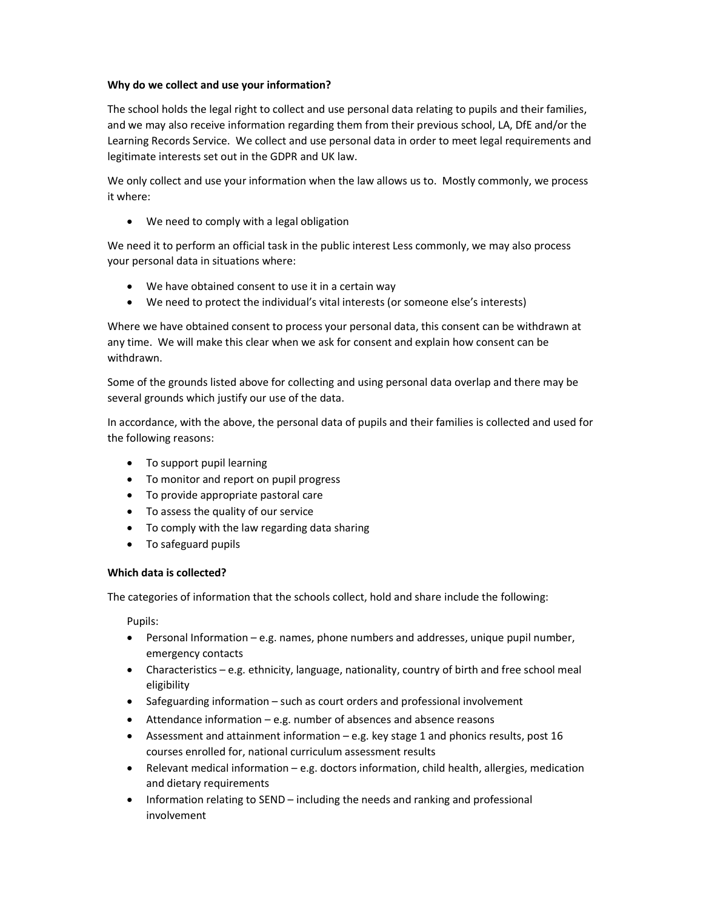**Why do we collect and use your information?**

The school holds the legal right to collect and use personal data relating to pupils and their families, and we may also receive information regarding them from their previous school, LA, DfE and/or the Learning Records Service. We collect and use personal data in order to meet legal requirements and legitimate interests set out in the GDPR and UK law.

We only collect and use your information when the law allows us to. Mostly commonly, we process it where:

- We need to comply with a legal obligation

We need it to perform an official task in the public interest Less commonly, we may also process your personal data in situations where:

- We have obtained consent to use it in a certain way
- We need to protect the individual's vital interests (or someone else's interests)

Where we have obtained consent to process your personal data, this consent can be withdrawn at any time. We will make this clear when we ask for consent and explain how consent can be withdrawn.

Some of the grounds listed above for collecting and using personal data overlap and there may be several grounds which justify our use of the data.

In accordance, with the above, the personal data of pupils and their families is collected and used for the following reasons:

- To support pupil learning
- To monitor and report on pupil progress
- To provide appropriate pastoral care
- To assess the quality of our service
- To comply with the law regarding data sharing
- To safeguard pupils

**Which data is collected?**

The categories of information that the schools collect, hold and share include the following:

Pupils:

- Personal Information – e.g. names, phone numbers and addresses, unique pupil number, emergency contacts
- Characteristics – e.g. ethnicity, language, nationality, country of birth and free school meal eligibility
- Safeguarding information – such as court orders and professional involvement
- Attendance information – e.g. number of absences and absence reasons
- Assessment and attainment information – e.g. key stage 1 and phonics results, post 16 courses enrolled for, national curriculum assessment results
- Relevant medical information – e.g. doctors information, child health, allergies, medication and dietary requirements
- Information relating to SEND – including the needs and ranking and professional involvement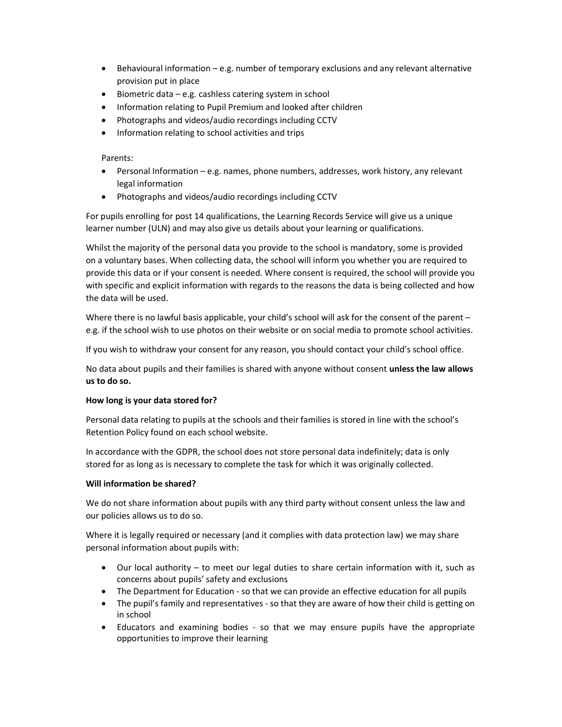- Behavioural information – e.g. number of temporary exclusions and any relevant alternative provision put in place
- Biometric data – e.g. cashless catering system in school
- Information relating to Pupil Premium and looked after children
- Photographs and videos/audio recordings including CCTV
- Information relating to school activities and trips

Parents:

- Personal Information – e.g. names, phone numbers, addresses, work history, any relevant legal information
- Photographs and videos/audio recordings including CCTV

For pupils enrolling for post 14 qualifications, the Learning Records Service will give us a unique learner number (ULN) and may also give us details about your learning or qualifications.

Whilst the majority of the personal data you provide to the school is mandatory, some is provided on a voluntary bases. When collecting data, the school will inform you whether you are required to provide this data or if your consent is needed. Where consent is required, the school will provide you with specific and explicit information with regards to the reasons the data is being collected and how the data will be used.

Where there is no lawful basis applicable, your child's school will ask for the consent of the parent – e.g. if the school wish to use photos on their website or on social media to promote school activities.

If you wish to withdraw your consent for any reason, you should contact your child's school office.

No data about pupils and their families is shared with anyone without consent **unless the law allows us to do so.**

**How long is your data stored for?**

Personal data relating to pupils at the schools and their families is stored in line with the school's Retention Policy found on each school website.

In accordance with the GDPR, the school does not store personal data indefinitely; data is only stored for as long as is necessary to complete the task for which it was originally collected.

**Will information be shared?**

We do not share information about pupils with any third party without consent unless the law and our policies allows us to do so.

Where it is legally required or necessary (and it complies with data protection law) we may share personal information about pupils with:

- Our local authority – to meet our legal duties to share certain information with it, such as concerns about pupils' safety and exclusions
- The Department for Education - so that we can provide an effective education for all pupils
- The pupil's family and representatives - so that they are aware of how their child is getting on in school
- Educators and examining bodies - so that we may ensure pupils have the appropriate opportunities to improve their learning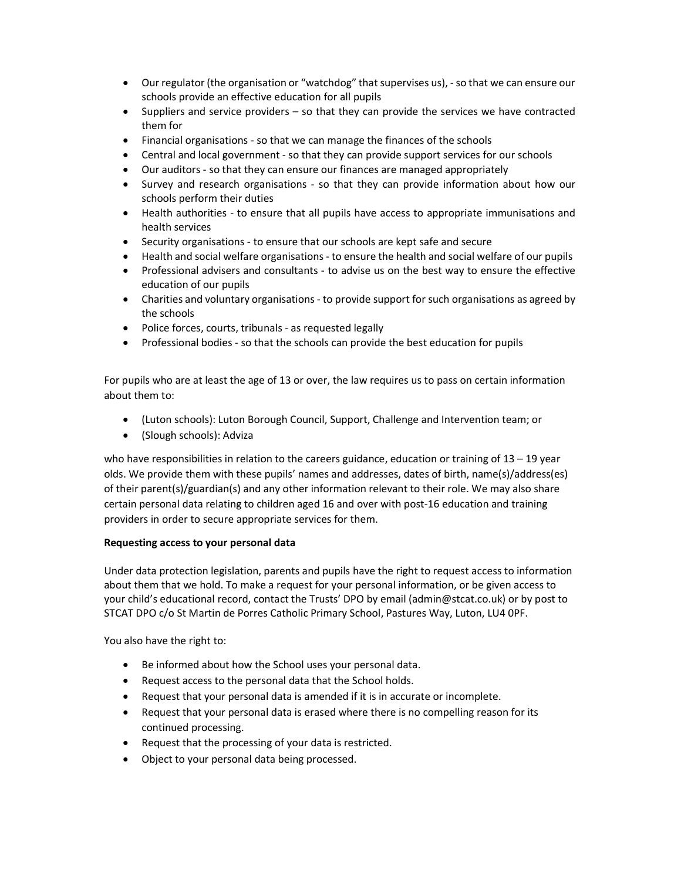- Our regulator (the organisation or "watchdog" that supervises us), - so that we can ensure our schools provide an effective education for all pupils
- Suppliers and service providers – so that they can provide the services we have contracted them for
- Financial organisations - so that we can manage the finances of the schools
- Central and local government - so that they can provide support services for our schools
- Our auditors - so that they can ensure our finances are managed appropriately
- Survey and research organisations - so that they can provide information about how our schools perform their duties
- Health authorities - to ensure that all pupils have access to appropriate immunisations and health services
- Security organisations - to ensure that our schools are kept safe and secure
- Health and social welfare organisations - to ensure the health and social welfare of our pupils
- Professional advisers and consultants - to advise us on the best way to ensure the effective education of our pupils
- Charities and voluntary organisations - to provide support for such organisations as agreed by the schools
- Police forces, courts, tribunals - as requested legally
- Professional bodies - so that the schools can provide the best education for pupils

For pupils who are at least the age of 13 or over, the law requires us to pass on certain information about them to:

- (Luton schools): Luton Borough Council, Support, Challenge and Intervention team; or
- (Slough schools): Adviza

who have responsibilities in relation to the careers guidance, education or training of 13 – 19 year olds. We provide them with these pupils' names and addresses, dates of birth, name(s)/address(es) of their parent(s)/guardian(s) and any other information relevant to their role. We may also share certain personal data relating to children aged 16 and over with post-16 education and training providers in order to secure appropriate services for them.

**Requesting access to your personal data**

Under data protection legislation, parents and pupils have the right to request access to information about them that we hold. To make a request for your personal information, or be given access to your child's educational record, contact the Trusts' DPO by email (admin@stcat.co.uk) or by post to STCAT DPO c/o St Martin de Porres Catholic Primary School, Pastures Way, Luton, LU4 0PF.

You also have the right to:

- Be informed about how the School uses your personal data.
- Request access to the personal data that the School holds.
- Request that your personal data is amended if it is in accurate or incomplete.
- Request that your personal data is erased where there is no compelling reason for its continued processing.
- Request that the processing of your data is restricted.
- Object to your personal data being processed.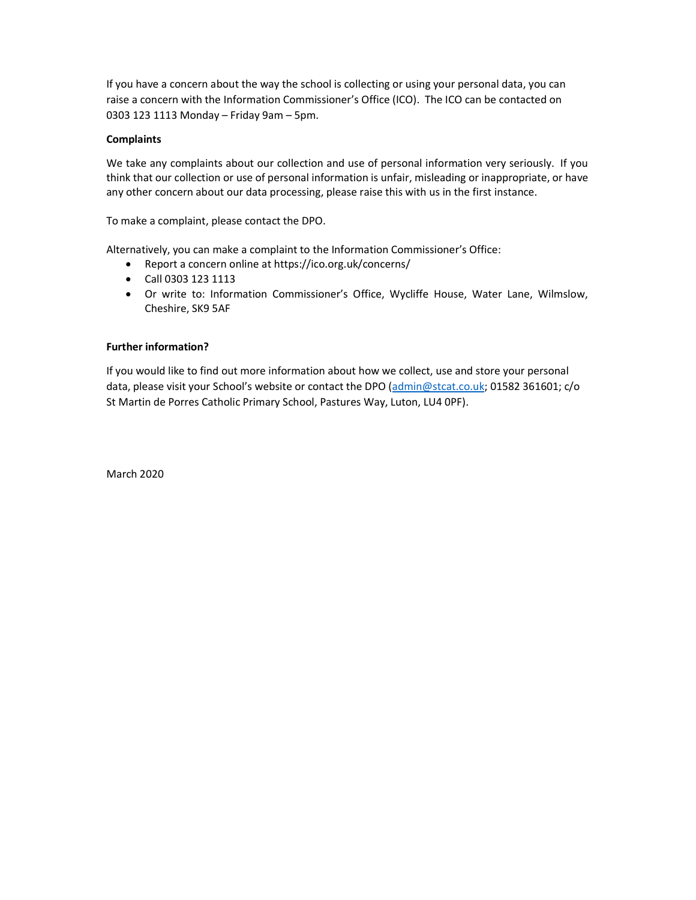If you have a concern about the way the school is collecting or using your personal data, you can raise a concern with the Information Commissioner's Office (ICO). The ICO can be contacted on 0303 123 1113 Monday – Friday 9am – 5pm.

**Complaints**

We take any complaints about our collection and use of personal information very seriously. If you think that our collection or use of personal information is unfair, misleading or inappropriate, or have any other concern about our data processing, please raise this with us in the first instance.

To make a complaint, please contact the DPO.

Alternatively, you can make a complaint to the Information Commissioner's Office:

- Report a concern online at https://ico.org.uk/concerns/
- Call 0303 123 1113
- Or write to: Information Commissioner's Office, Wycliffe House, Water Lane, Wilmslow, Cheshire, SK9 5AF

**Further information?**

If you would like to find out more information about how we collect, use and store your personal data, please visit your School's website or contact the DPO (admin@stcat.co.uk; 01582 361601; c/o St Martin de Porres Catholic Primary School, Pastures Way, Luton, LU4 0PF).

March 2020